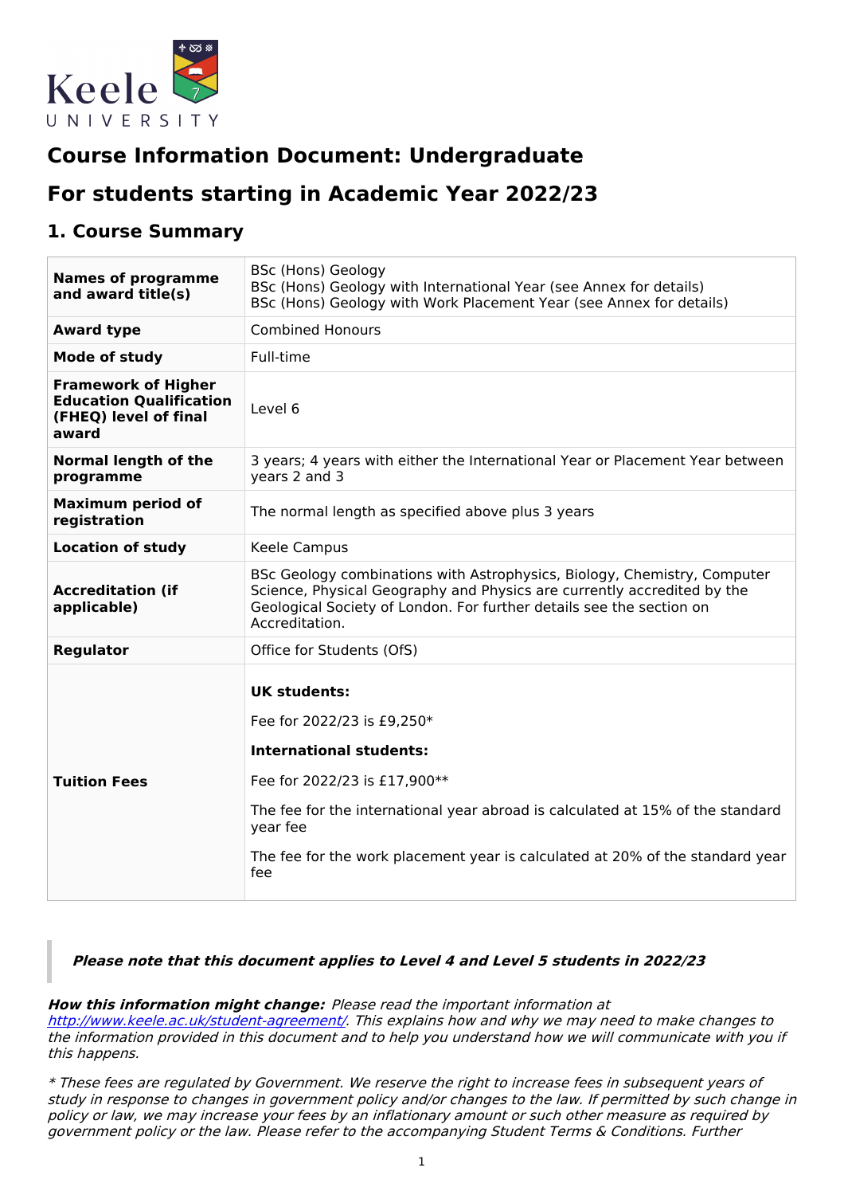# Course Information Document: Undergraduate

# For students starting in Academic Year 2022/23

## 1. Course Summary

| | |
|---|---|
| **Names of programme and award title(s)** | BSc (Hons) Geology<br>BSc (Hons) Geology with International Year (see Annex for details)<br>BSc (Hons) Geology with Work Placement Year (see Annex for details) |
| **Award type** | Combined Honours |
| **Mode of study** | Full-time |
| **Framework of Higher Education Qualification (FHEQ) level of final award** | Level 6 |
| **Normal length of the programme** | 3 years; 4 years with either the International Year or Placement Year between years 2 and 3 |
| **Maximum period of registration** | The normal length as specified above plus 3 years |
| **Location of study** | Keele Campus |
| **Accreditation (if applicable)** | BSc Geology combinations with Astrophysics, Biology, Chemistry, Computer Science, Physical Geography and Physics are currently accredited by the Geological Society of London. For further details see the section on Accreditation. |
| **Regulator** | Office for Students (OfS) |
| **Tuition Fees** | **UK students:**<br>Fee for 2022/23 is £9,250*<br>**International students:**<br>Fee for 2022/23 is £17,900**<br>The fee for the international year abroad is calculated at 15% of the standard year fee<br>The fee for the work placement year is calculated at 20% of the standard year fee |

> ***Please note that this document applies to Level 4 and Level 5 students in 2022/23***

***How this information might change:*** *Please read the important information at [http://www.keele.ac.uk/student-agreement/](http://www.keele.ac.uk/student-agreement/). This explains how and why we may need to make changes to the information provided in this document and to help you understand how we will communicate with you if this happens.*

*\* These fees are regulated by Government. We reserve the right to increase fees in subsequent years of study in response to changes in government policy and/or changes to the law. If permitted by such change in policy or law, we may increase your fees by an inflationary amount or such other measure as required by government policy or the law. Please refer to the accompanying Student Terms & Conditions. Further*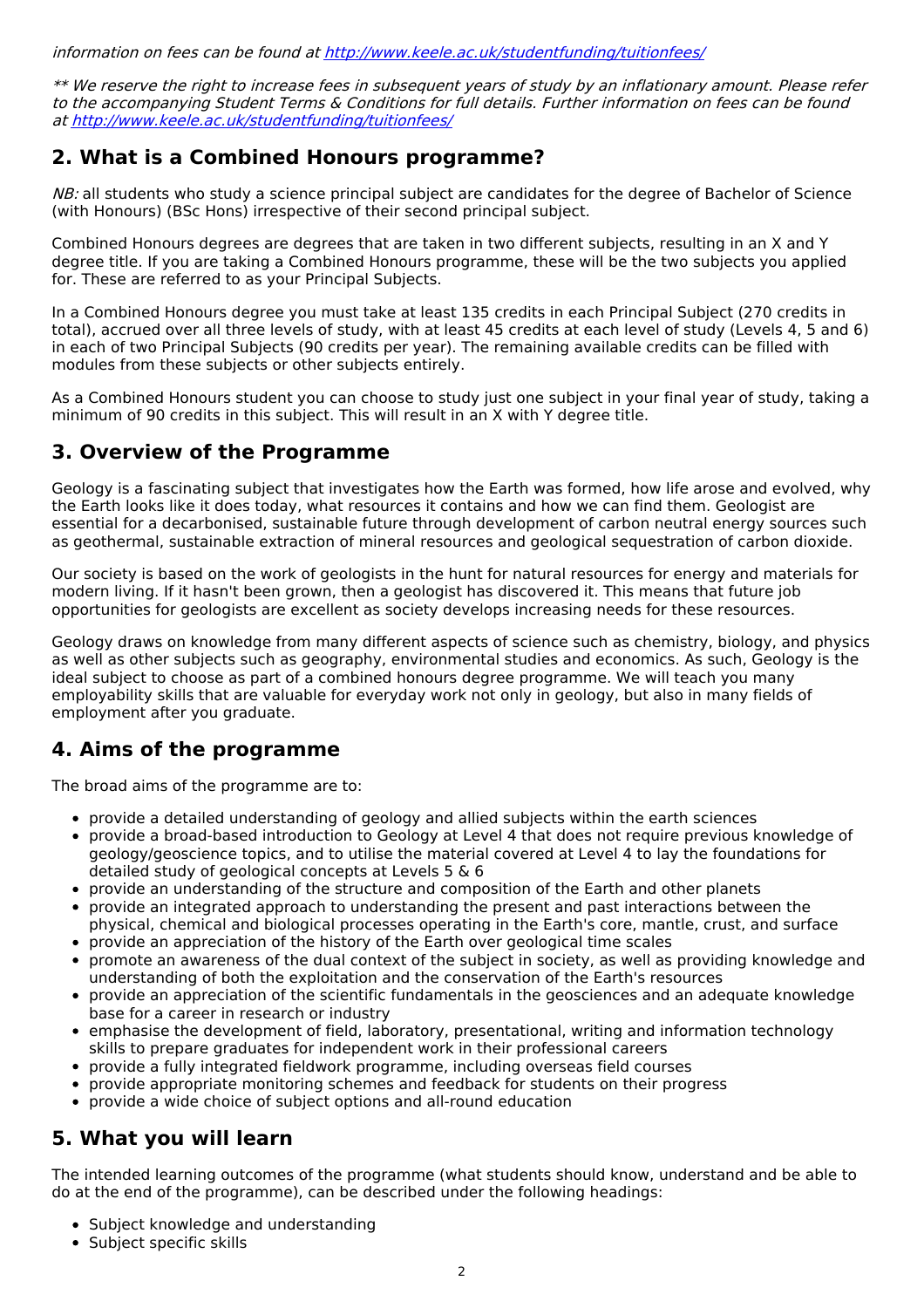*information on fees can be found at [http://www.keele.ac.uk/studentfunding/tuitionfees/](http://www.keele.ac.uk/studentfunding/tuitionfees/)*

*** We reserve the right to increase fees in subsequent years of study by an inflationary amount. Please refer to the accompanying Student Terms & Conditions for full details. Further information on fees can be found at [http://www.keele.ac.uk/studentfunding/tuitionfees/](http://www.keele.ac.uk/studentfunding/tuitionfees/)*

## 2. What is a Combined Honours programme?

*NB:* all students who study a science principal subject are candidates for the degree of Bachelor of Science (with Honours) (BSc Hons) irrespective of their second principal subject.

Combined Honours degrees are degrees that are taken in two different subjects, resulting in an X and Y degree title. If you are taking a Combined Honours programme, these will be the two subjects you applied for. These are referred to as your Principal Subjects.

In a Combined Honours degree you must take at least 135 credits in each Principal Subject (270 credits in total), accrued over all three levels of study, with at least 45 credits at each level of study (Levels 4, 5 and 6) in each of two Principal Subjects (90 credits per year). The remaining available credits can be filled with modules from these subjects or other subjects entirely.

As a Combined Honours student you can choose to study just one subject in your final year of study, taking a minimum of 90 credits in this subject. This will result in an X with Y degree title.

## 3. Overview of the Programme

Geology is a fascinating subject that investigates how the Earth was formed, how life arose and evolved, why the Earth looks like it does today, what resources it contains and how we can find them. Geologist are essential for a decarbonised, sustainable future through development of carbon neutral energy sources such as geothermal, sustainable extraction of mineral resources and geological sequestration of carbon dioxide.

Our society is based on the work of geologists in the hunt for natural resources for energy and materials for modern living. If it hasn't been grown, then a geologist has discovered it. This means that future job opportunities for geologists are excellent as society develops increasing needs for these resources.

Geology draws on knowledge from many different aspects of science such as chemistry, biology, and physics as well as other subjects such as geography, environmental studies and economics. As such, Geology is the ideal subject to choose as part of a combined honours degree programme. We will teach you many employability skills that are valuable for everyday work not only in geology, but also in many fields of employment after you graduate.

## 4. Aims of the programme

The broad aims of the programme are to:

- provide a detailed understanding of geology and allied subjects within the earth sciences
- provide a broad-based introduction to Geology at Level 4 that does not require previous knowledge of geology/geoscience topics, and to utilise the material covered at Level 4 to lay the foundations for detailed study of geological concepts at Levels 5 & 6
- provide an understanding of the structure and composition of the Earth and other planets
- provide an integrated approach to understanding the present and past interactions between the physical, chemical and biological processes operating in the Earth's core, mantle, crust, and surface
- provide an appreciation of the history of the Earth over geological time scales
- promote an awareness of the dual context of the subject in society, as well as providing knowledge and understanding of both the exploitation and the conservation of the Earth's resources
- provide an appreciation of the scientific fundamentals in the geosciences and an adequate knowledge base for a career in research or industry
- emphasise the development of field, laboratory, presentational, writing and information technology skills to prepare graduates for independent work in their professional careers
- provide a fully integrated fieldwork programme, including overseas field courses
- provide appropriate monitoring schemes and feedback for students on their progress
- provide a wide choice of subject options and all-round education

## 5. What you will learn

The intended learning outcomes of the programme (what students should know, understand and be able to do at the end of the programme), can be described under the following headings:

- Subject knowledge and understanding
- Subject specific skills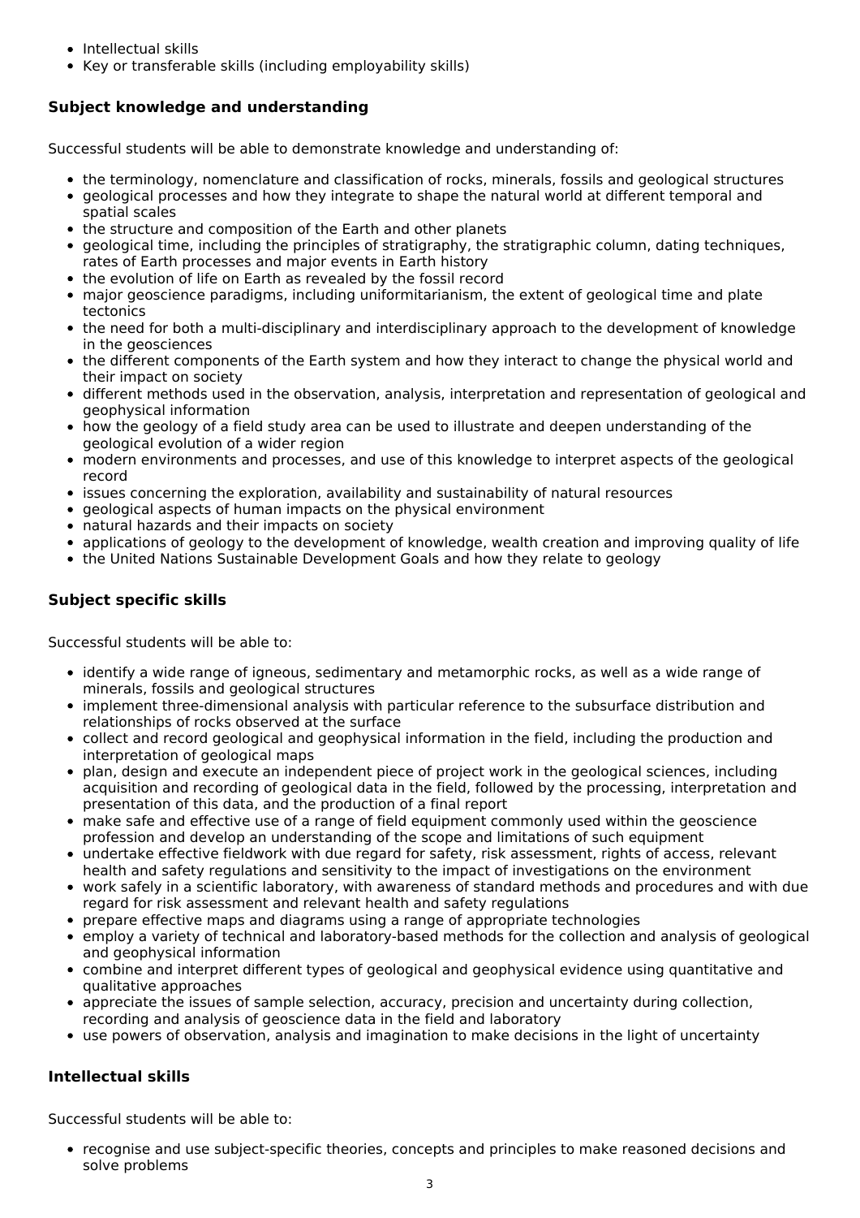- Intellectual skills
- Key or transferable skills (including employability skills)

### Subject knowledge and understanding

Successful students will be able to demonstrate knowledge and understanding of:

- the terminology, nomenclature and classification of rocks, minerals, fossils and geological structures
- geological processes and how they integrate to shape the natural world at different temporal and spatial scales
- the structure and composition of the Earth and other planets
- geological time, including the principles of stratigraphy, the stratigraphic column, dating techniques, rates of Earth processes and major events in Earth history
- the evolution of life on Earth as revealed by the fossil record
- major geoscience paradigms, including uniformitarianism, the extent of geological time and plate tectonics
- the need for both a multi-disciplinary and interdisciplinary approach to the development of knowledge in the geosciences
- the different components of the Earth system and how they interact to change the physical world and their impact on society
- different methods used in the observation, analysis, interpretation and representation of geological and geophysical information
- how the geology of a field study area can be used to illustrate and deepen understanding of the geological evolution of a wider region
- modern environments and processes, and use of this knowledge to interpret aspects of the geological record
- issues concerning the exploration, availability and sustainability of natural resources
- geological aspects of human impacts on the physical environment
- natural hazards and their impacts on society
- applications of geology to the development of knowledge, wealth creation and improving quality of life
- the United Nations Sustainable Development Goals and how they relate to geology

### Subject specific skills

Successful students will be able to:

- identify a wide range of igneous, sedimentary and metamorphic rocks, as well as a wide range of minerals, fossils and geological structures
- implement three-dimensional analysis with particular reference to the subsurface distribution and relationships of rocks observed at the surface
- collect and record geological and geophysical information in the field, including the production and interpretation of geological maps
- plan, design and execute an independent piece of project work in the geological sciences, including acquisition and recording of geological data in the field, followed by the processing, interpretation and presentation of this data, and the production of a final report
- make safe and effective use of a range of field equipment commonly used within the geoscience profession and develop an understanding of the scope and limitations of such equipment
- undertake effective fieldwork with due regard for safety, risk assessment, rights of access, relevant health and safety regulations and sensitivity to the impact of investigations on the environment
- work safely in a scientific laboratory, with awareness of standard methods and procedures and with due regard for risk assessment and relevant health and safety regulations
- prepare effective maps and diagrams using a range of appropriate technologies
- employ a variety of technical and laboratory-based methods for the collection and analysis of geological and geophysical information
- combine and interpret different types of geological and geophysical evidence using quantitative and qualitative approaches
- appreciate the issues of sample selection, accuracy, precision and uncertainty during collection, recording and analysis of geoscience data in the field and laboratory
- use powers of observation, analysis and imagination to make decisions in the light of uncertainty

### Intellectual skills

Successful students will be able to:

- recognise and use subject-specific theories, concepts and principles to make reasoned decisions and solve problems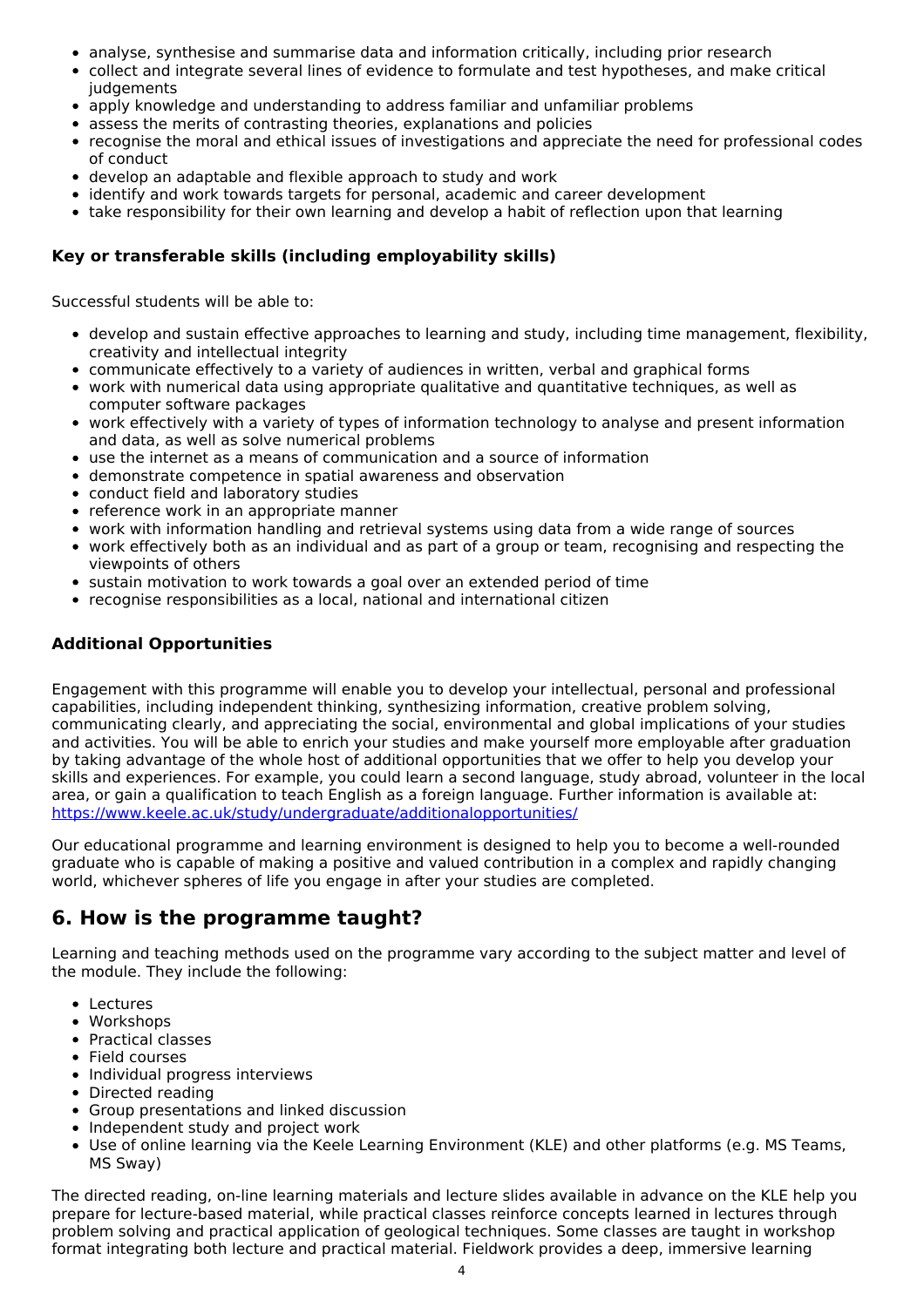- analyse, synthesise and summarise data and information critically, including prior research
- collect and integrate several lines of evidence to formulate and test hypotheses, and make critical judgements
- apply knowledge and understanding to address familiar and unfamiliar problems
- assess the merits of contrasting theories, explanations and policies
- recognise the moral and ethical issues of investigations and appreciate the need for professional codes of conduct
- develop an adaptable and flexible approach to study and work
- identify and work towards targets for personal, academic and career development
- take responsibility for their own learning and develop a habit of reflection upon that learning

### Key or transferable skills (including employability skills)

Successful students will be able to:

- develop and sustain effective approaches to learning and study, including time management, flexibility, creativity and intellectual integrity
- communicate effectively to a variety of audiences in written, verbal and graphical forms
- work with numerical data using appropriate qualitative and quantitative techniques, as well as computer software packages
- work effectively with a variety of types of information technology to analyse and present information and data, as well as solve numerical problems
- use the internet as a means of communication and a source of information
- demonstrate competence in spatial awareness and observation
- conduct field and laboratory studies
- reference work in an appropriate manner
- work with information handling and retrieval systems using data from a wide range of sources
- work effectively both as an individual and as part of a group or team, recognising and respecting the viewpoints of others
- sustain motivation to work towards a goal over an extended period of time
- recognise responsibilities as a local, national and international citizen

### Additional Opportunities

Engagement with this programme will enable you to develop your intellectual, personal and professional capabilities, including independent thinking, synthesizing information, creative problem solving, communicating clearly, and appreciating the social, environmental and global implications of your studies and activities. You will be able to enrich your studies and make yourself more employable after graduation by taking advantage of the whole host of additional opportunities that we offer to help you develop your skills and experiences. For example, you could learn a second language, study abroad, volunteer in the local area, or gain a qualification to teach English as a foreign language. Further information is available at: https://www.keele.ac.uk/study/undergraduate/additionalopportunities/

Our educational programme and learning environment is designed to help you to become a well-rounded graduate who is capable of making a positive and valued contribution in a complex and rapidly changing world, whichever spheres of life you engage in after your studies are completed.

## 6. How is the programme taught?

Learning and teaching methods used on the programme vary according to the subject matter and level of the module. They include the following:

- Lectures
- Workshops
- Practical classes
- Field courses
- Individual progress interviews
- Directed reading
- Group presentations and linked discussion
- Independent study and project work
- Use of online learning via the Keele Learning Environment (KLE) and other platforms (e.g. MS Teams, MS Sway)

The directed reading, on-line learning materials and lecture slides available in advance on the KLE help you prepare for lecture-based material, while practical classes reinforce concepts learned in lectures through problem solving and practical application of geological techniques. Some classes are taught in workshop format integrating both lecture and practical material. Fieldwork provides a deep, immersive learning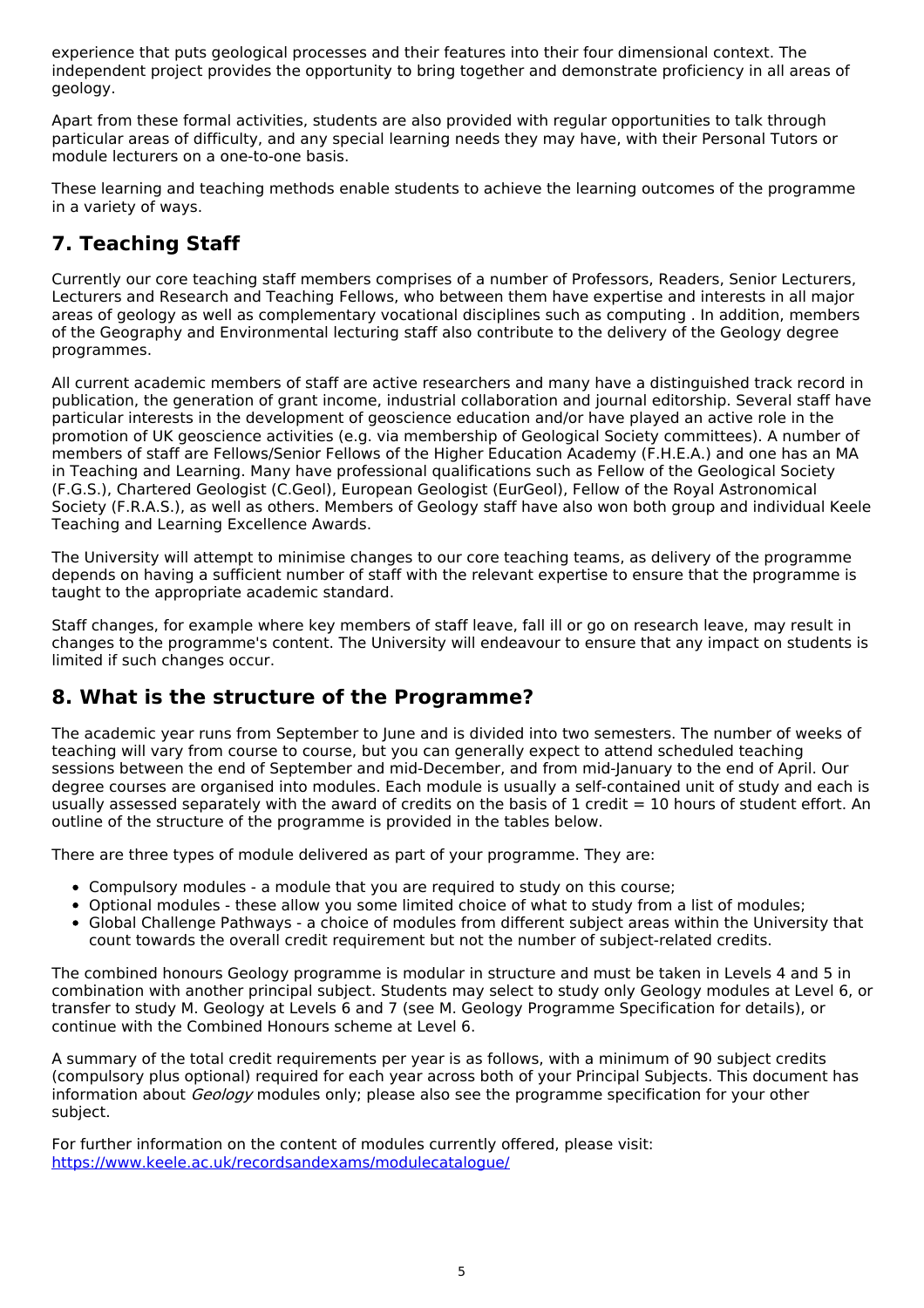experience that puts geological processes and their features into their four dimensional context. The independent project provides the opportunity to bring together and demonstrate proficiency in all areas of geology.

Apart from these formal activities, students are also provided with regular opportunities to talk through particular areas of difficulty, and any special learning needs they may have, with their Personal Tutors or module lecturers on a one-to-one basis.

These learning and teaching methods enable students to achieve the learning outcomes of the programme in a variety of ways.

## 7. Teaching Staff

Currently our core teaching staff members comprises of a number of Professors, Readers, Senior Lecturers, Lecturers and Research and Teaching Fellows, who between them have expertise and interests in all major areas of geology as well as complementary vocational disciplines such as computing . In addition, members of the Geography and Environmental lecturing staff also contribute to the delivery of the Geology degree programmes.

All current academic members of staff are active researchers and many have a distinguished track record in publication, the generation of grant income, industrial collaboration and journal editorship. Several staff have particular interests in the development of geoscience education and/or have played an active role in the promotion of UK geoscience activities (e.g. via membership of Geological Society committees). A number of members of staff are Fellows/Senior Fellows of the Higher Education Academy (F.H.E.A.) and one has an MA in Teaching and Learning. Many have professional qualifications such as Fellow of the Geological Society (F.G.S.), Chartered Geologist (C.Geol), European Geologist (EurGeol), Fellow of the Royal Astronomical Society (F.R.A.S.), as well as others. Members of Geology staff have also won both group and individual Keele Teaching and Learning Excellence Awards.

The University will attempt to minimise changes to our core teaching teams, as delivery of the programme depends on having a sufficient number of staff with the relevant expertise to ensure that the programme is taught to the appropriate academic standard.

Staff changes, for example where key members of staff leave, fall ill or go on research leave, may result in changes to the programme's content. The University will endeavour to ensure that any impact on students is limited if such changes occur.

## 8. What is the structure of the Programme?

The academic year runs from September to June and is divided into two semesters. The number of weeks of teaching will vary from course to course, but you can generally expect to attend scheduled teaching sessions between the end of September and mid-December, and from mid-January to the end of April. Our degree courses are organised into modules. Each module is usually a self-contained unit of study and each is usually assessed separately with the award of credits on the basis of 1 credit = 10 hours of student effort. An outline of the structure of the programme is provided in the tables below.

There are three types of module delivered as part of your programme. They are:

- Compulsory modules - a module that you are required to study on this course;
- Optional modules - these allow you some limited choice of what to study from a list of modules;
- Global Challenge Pathways - a choice of modules from different subject areas within the University that count towards the overall credit requirement but not the number of subject-related credits.

The combined honours Geology programme is modular in structure and must be taken in Levels 4 and 5 in combination with another principal subject. Students may select to study only Geology modules at Level 6, or transfer to study M. Geology at Levels 6 and 7 (see M. Geology Programme Specification for details), or continue with the Combined Honours scheme at Level 6.

A summary of the total credit requirements per year is as follows, with a minimum of 90 subject credits (compulsory plus optional) required for each year across both of your Principal Subjects. This document has information about *Geology* modules only; please also see the programme specification for your other subject.

For further information on the content of modules currently offered, please visit: [https://www.keele.ac.uk/recordsandexams/modulecatalogue/](https://www.keele.ac.uk/recordsandexams/modulecatalogue/)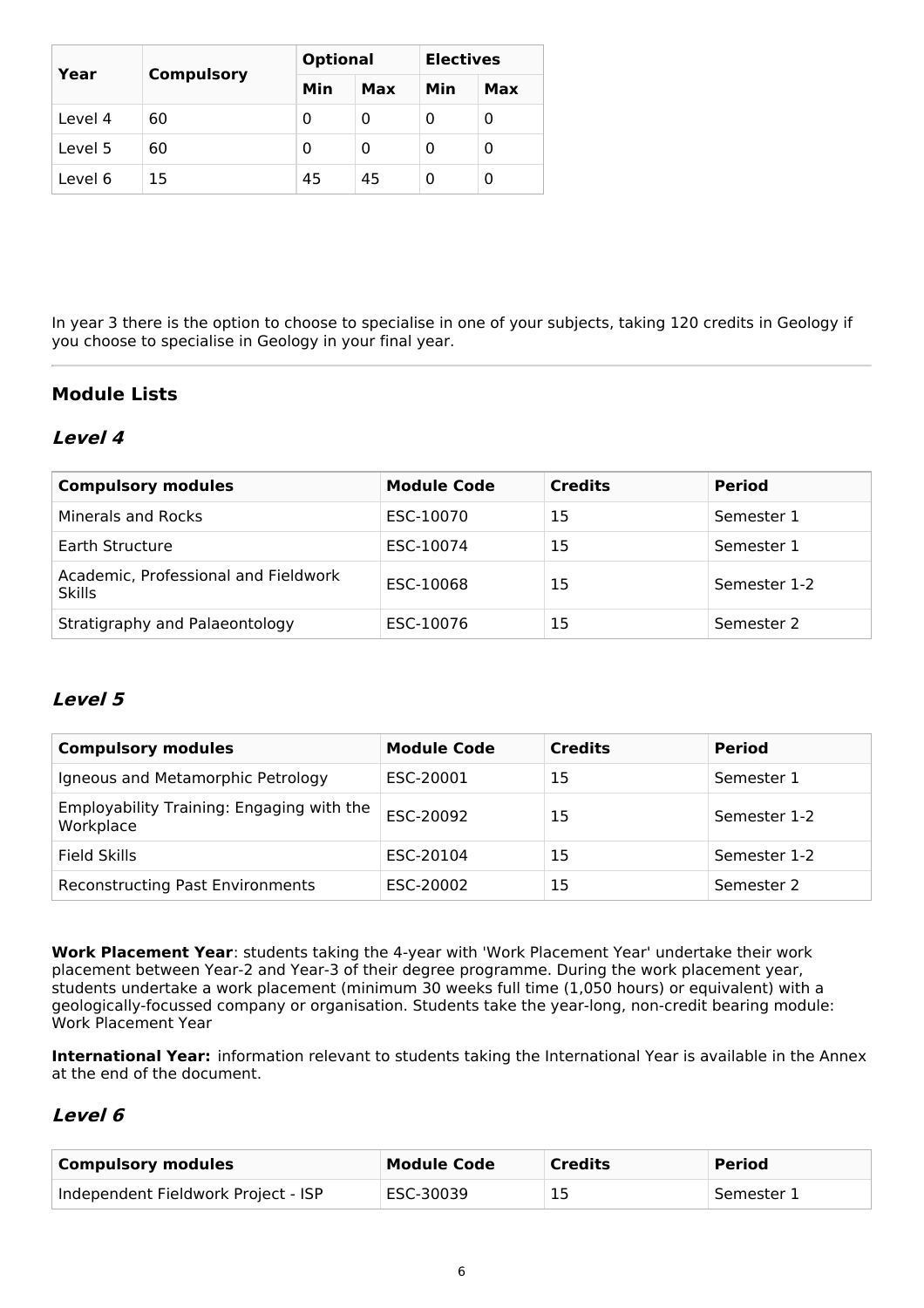| Year | Compulsory | Optional | | Electives | |
|---|---|---|---|---|---|
| | | Min | Max | Min | Max |
| Level 4 | 60 | 0 | 0 | 0 | 0 |
| Level 5 | 60 | 0 | 0 | 0 | 0 |
| Level 6 | 15 | 45 | 45 | 0 | 0 |

In year 3 there is the option to choose to specialise in one of your subjects, taking 120 credits in Geology if you choose to specialise in Geology in your final year.

---

### Module Lists

### *Level 4*

| Compulsory modules | Module Code | Credits | Period |
|---|---|---|---|
| Minerals and Rocks | ESC-10070 | 15 | Semester 1 |
| Earth Structure | ESC-10074 | 15 | Semester 1 |
| Academic, Professional and Fieldwork Skills | ESC-10068 | 15 | Semester 1-2 |
| Stratigraphy and Palaeontology | ESC-10076 | 15 | Semester 2 |

### *Level 5*

| Compulsory modules | Module Code | Credits | Period |
|---|---|---|---|
| Igneous and Metamorphic Petrology | ESC-20001 | 15 | Semester 1 |
| Employability Training: Engaging with the Workplace | ESC-20092 | 15 | Semester 1-2 |
| Field Skills | ESC-20104 | 15 | Semester 1-2 |
| Reconstructing Past Environments | ESC-20002 | 15 | Semester 2 |

**Work Placement Year**: students taking the 4-year with 'Work Placement Year' undertake their work placement between Year-2 and Year-3 of their degree programme. During the work placement year, students undertake a work placement (minimum 30 weeks full time (1,050 hours) or equivalent) with a geologically-focussed company or organisation. Students take the year-long, non-credit bearing module: Work Placement Year

**International Year:** information relevant to students taking the International Year is available in the Annex at the end of the document.

### *Level 6*

| Compulsory modules | Module Code | Credits | Period |
|---|---|---|---|
| Independent Fieldwork Project - ISP | ESC-30039 | 15 | Semester 1 |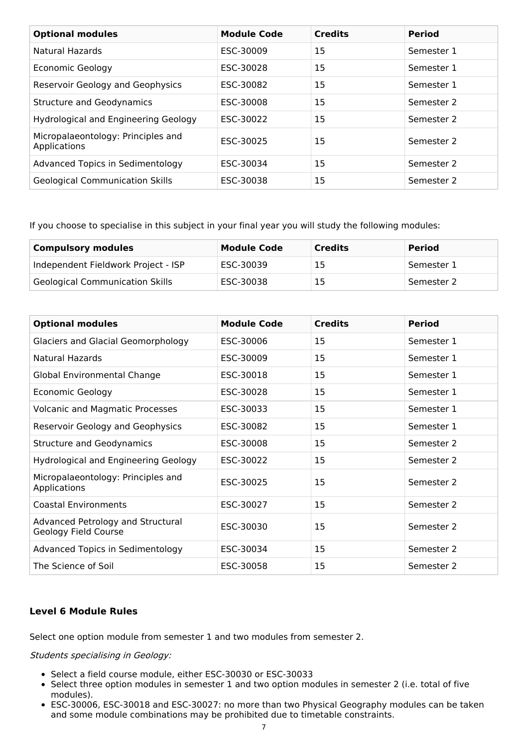| Optional modules | Module Code | Credits | Period |
|---|---|---|---|
| Natural Hazards | ESC-30009 | 15 | Semester 1 |
| Economic Geology | ESC-30028 | 15 | Semester 1 |
| Reservoir Geology and Geophysics | ESC-30082 | 15 | Semester 1 |
| Structure and Geodynamics | ESC-30008 | 15 | Semester 2 |
| Hydrological and Engineering Geology | ESC-30022 | 15 | Semester 2 |
| Micropalaeontology: Principles and Applications | ESC-30025 | 15 | Semester 2 |
| Advanced Topics in Sedimentology | ESC-30034 | 15 | Semester 2 |
| Geological Communication Skills | ESC-30038 | 15 | Semester 2 |

If you choose to specialise in this subject in your final year you will study the following modules:

| Compulsory modules | Module Code | Credits | Period |
|---|---|---|---|
| Independent Fieldwork Project - ISP | ESC-30039 | 15 | Semester 1 |
| Geological Communication Skills | ESC-30038 | 15 | Semester 2 |

| Optional modules | Module Code | Credits | Period |
|---|---|---|---|
| Glaciers and Glacial Geomorphology | ESC-30006 | 15 | Semester 1 |
| Natural Hazards | ESC-30009 | 15 | Semester 1 |
| Global Environmental Change | ESC-30018 | 15 | Semester 1 |
| Economic Geology | ESC-30028 | 15 | Semester 1 |
| Volcanic and Magmatic Processes | ESC-30033 | 15 | Semester 1 |
| Reservoir Geology and Geophysics | ESC-30082 | 15 | Semester 1 |
| Structure and Geodynamics | ESC-30008 | 15 | Semester 2 |
| Hydrological and Engineering Geology | ESC-30022 | 15 | Semester 2 |
| Micropalaeontology: Principles and Applications | ESC-30025 | 15 | Semester 2 |
| Coastal Environments | ESC-30027 | 15 | Semester 2 |
| Advanced Petrology and Structural Geology Field Course | ESC-30030 | 15 | Semester 2 |
| Advanced Topics in Sedimentology | ESC-30034 | 15 | Semester 2 |
| The Science of Soil | ESC-30058 | 15 | Semester 2 |

### Level 6 Module Rules

Select one option module from semester 1 and two modules from semester 2.

*Students specialising in Geology:*

- Select a field course module, either ESC-30030 or ESC-30033
- Select three option modules in semester 1 and two option modules in semester 2 (i.e. total of five modules).
- ESC-30006, ESC-30018 and ESC-30027: no more than two Physical Geography modules can be taken and some module combinations may be prohibited due to timetable constraints.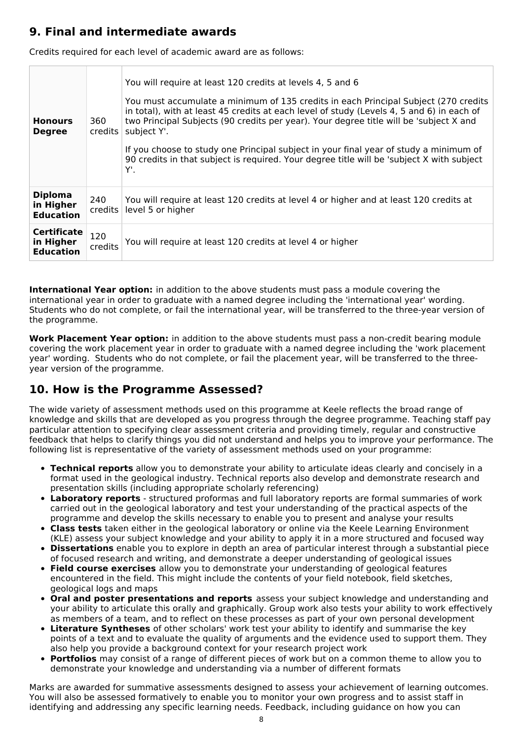## 9. Final and intermediate awards

Credits required for each level of academic award are as follows:

| | | |
|---|---|---|
| **Honours Degree** | 360 credits | You will require at least 120 credits at levels 4, 5 and 6<br><br>You must accumulate a minimum of 135 credits in each Principal Subject (270 credits in total), with at least 45 credits at each level of study (Levels 4, 5 and 6) in each of two Principal Subjects (90 credits per year). Your degree title will be 'subject X and subject Y'.<br><br>If you choose to study one Principal subject in your final year of study a minimum of 90 credits in that subject is required. Your degree title will be 'subject X with subject Y'. |
| **Diploma in Higher Education** | 240 credits | You will require at least 120 credits at level 4 or higher and at least 120 credits at level 5 or higher |
| **Certificate in Higher Education** | 120 credits | You will require at least 120 credits at level 4 or higher |

**International Year option:** in addition to the above students must pass a module covering the international year in order to graduate with a named degree including the 'international year' wording. Students who do not complete, or fail the international year, will be transferred to the three-year version of the programme.

**Work Placement Year option:** in addition to the above students must pass a non-credit bearing module covering the work placement year in order to graduate with a named degree including the 'work placement year' wording. Students who do not complete, or fail the placement year, will be transferred to the three-year version of the programme.

## 10. How is the Programme Assessed?

The wide variety of assessment methods used on this programme at Keele reflects the broad range of knowledge and skills that are developed as you progress through the degree programme. Teaching staff pay particular attention to specifying clear assessment criteria and providing timely, regular and constructive feedback that helps to clarify things you did not understand and helps you to improve your performance. The following list is representative of the variety of assessment methods used on your programme:

- **Technical reports** allow you to demonstrate your ability to articulate ideas clearly and concisely in a format used in the geological industry. Technical reports also develop and demonstrate research and presentation skills (including appropriate scholarly referencing)
- **Laboratory reports** - structured proformas and full laboratory reports are formal summaries of work carried out in the geological laboratory and test your understanding of the practical aspects of the programme and develop the skills necessary to enable you to present and analyse your results
- **Class tests** taken either in the geological laboratory or online via the Keele Learning Environment (KLE) assess your subject knowledge and your ability to apply it in a more structured and focused way
- **Dissertations** enable you to explore in depth an area of particular interest through a substantial piece of focused research and writing, and demonstrate a deeper understanding of geological issues
- **Field course exercises** allow you to demonstrate your understanding of geological features encountered in the field. This might include the contents of your field notebook, field sketches, geological logs and maps
- **Oral and poster presentations and reports** assess your subject knowledge and understanding and your ability to articulate this orally and graphically. Group work also tests your ability to work effectively as members of a team, and to reflect on these processes as part of your own personal development
- **Literature Syntheses** of other scholars' work test your ability to identify and summarise the key points of a text and to evaluate the quality of arguments and the evidence used to support them. They also help you provide a background context for your research project work
- **Portfolios** may consist of a range of different pieces of work but on a common theme to allow you to demonstrate your knowledge and understanding via a number of different formats

Marks are awarded for summative assessments designed to assess your achievement of learning outcomes. You will also be assessed formatively to enable you to monitor your own progress and to assist staff in identifying and addressing any specific learning needs. Feedback, including guidance on how you can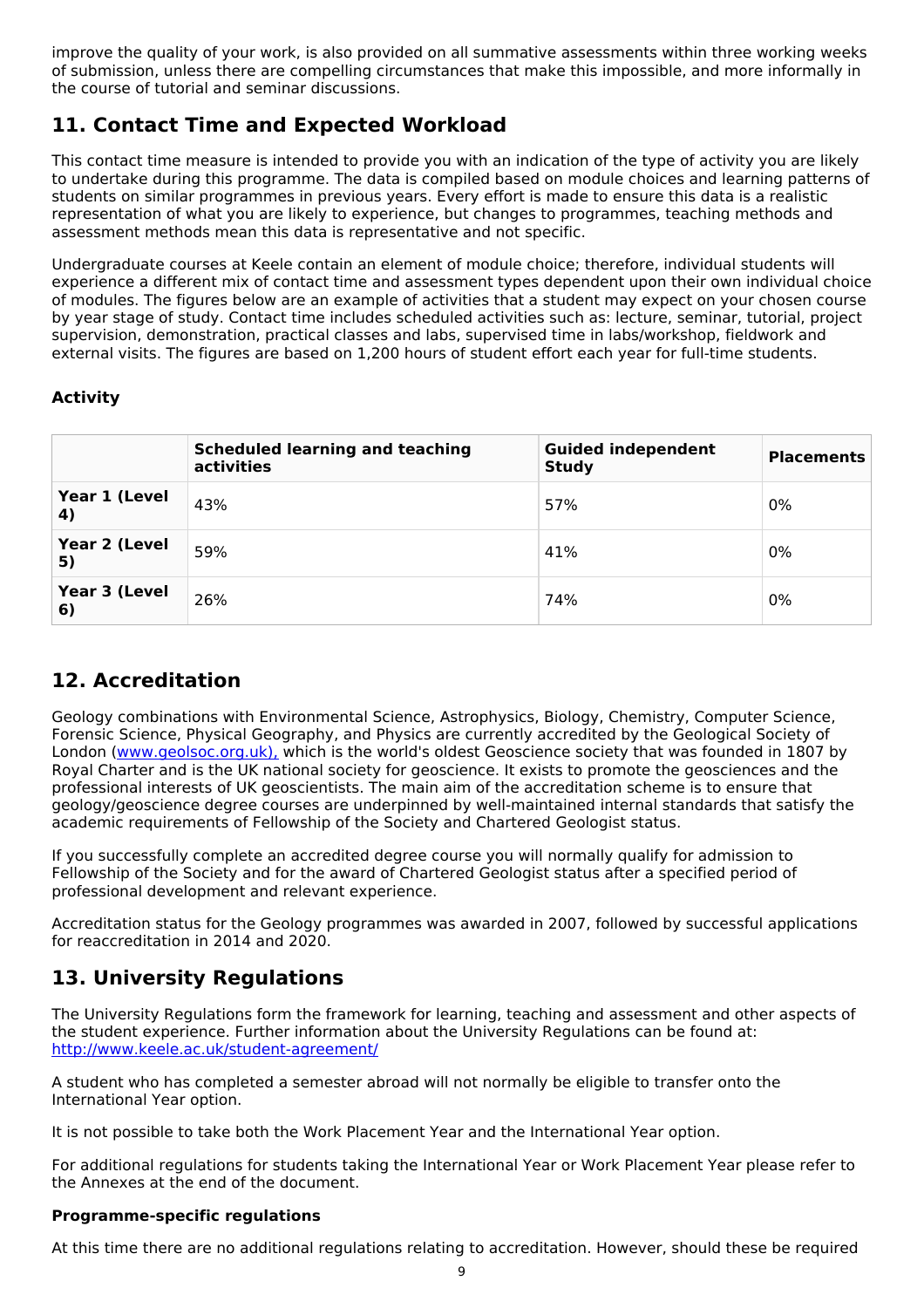improve the quality of your work, is also provided on all summative assessments within three working weeks of submission, unless there are compelling circumstances that make this impossible, and more informally in the course of tutorial and seminar discussions.

## 11. Contact Time and Expected Workload

This contact time measure is intended to provide you with an indication of the type of activity you are likely to undertake during this programme. The data is compiled based on module choices and learning patterns of students on similar programmes in previous years. Every effort is made to ensure this data is a realistic representation of what you are likely to experience, but changes to programmes, teaching methods and assessment methods mean this data is representative and not specific.

Undergraduate courses at Keele contain an element of module choice; therefore, individual students will experience a different mix of contact time and assessment types dependent upon their own individual choice of modules. The figures below are an example of activities that a student may expect on your chosen course by year stage of study. Contact time includes scheduled activities such as: lecture, seminar, tutorial, project supervision, demonstration, practical classes and labs, supervised time in labs/workshop, fieldwork and external visits. The figures are based on 1,200 hours of student effort each year for full-time students.

### Activity

| | **Scheduled learning and teaching activities** | **Guided independent Study** | **Placements** |
|---|---|---|---|
| **Year 1 (Level 4)** | 43% | 57% | 0% |
| **Year 2 (Level 5)** | 59% | 41% | 0% |
| **Year 3 (Level 6)** | 26% | 74% | 0% |

## 12. Accreditation

Geology combinations with Environmental Science, Astrophysics, Biology, Chemistry, Computer Science, Forensic Science, Physical Geography, and Physics are currently accredited by the Geological Society of London (www.geolsoc.org.uk), which is the world's oldest Geoscience society that was founded in 1807 by Royal Charter and is the UK national society for geoscience. It exists to promote the geosciences and the professional interests of UK geoscientists. The main aim of the accreditation scheme is to ensure that geology/geoscience degree courses are underpinned by well-maintained internal standards that satisfy the academic requirements of Fellowship of the Society and Chartered Geologist status.

If you successfully complete an accredited degree course you will normally qualify for admission to Fellowship of the Society and for the award of Chartered Geologist status after a specified period of professional development and relevant experience.

Accreditation status for the Geology programmes was awarded in 2007, followed by successful applications for reaccreditation in 2014 and 2020.

## 13. University Regulations

The University Regulations form the framework for learning, teaching and assessment and other aspects of the student experience. Further information about the University Regulations can be found at: http://www.keele.ac.uk/student-agreement/

A student who has completed a semester abroad will not normally be eligible to transfer onto the International Year option.

It is not possible to take both the Work Placement Year and the International Year option.

For additional regulations for students taking the International Year or Work Placement Year please refer to the Annexes at the end of the document.

### Programme-specific regulations

At this time there are no additional regulations relating to accreditation. However, should these be required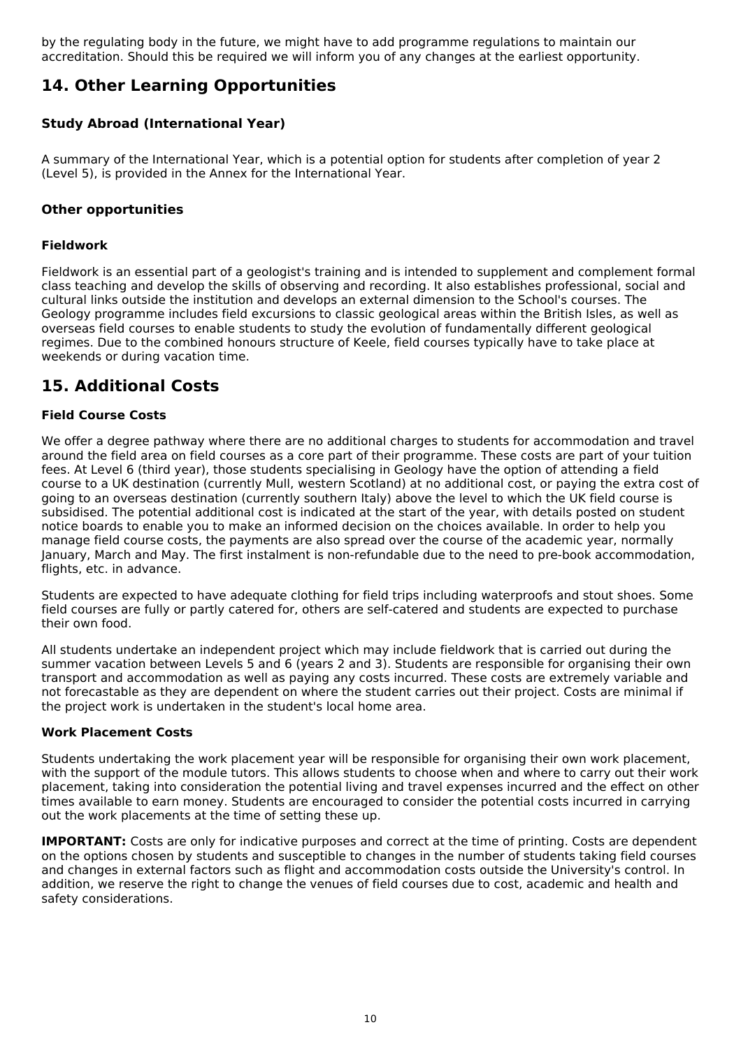by the regulating body in the future, we might have to add programme regulations to maintain our accreditation. Should this be required we will inform you of any changes at the earliest opportunity.

## 14. Other Learning Opportunities

### Study Abroad (International Year)

A summary of the International Year, which is a potential option for students after completion of year 2 (Level 5), is provided in the Annex for the International Year.

### Other opportunities

#### Fieldwork

Fieldwork is an essential part of a geologist's training and is intended to supplement and complement formal class teaching and develop the skills of observing and recording. It also establishes professional, social and cultural links outside the institution and develops an external dimension to the School's courses. The Geology programme includes field excursions to classic geological areas within the British Isles, as well as overseas field courses to enable students to study the evolution of fundamentally different geological regimes. Due to the combined honours structure of Keele, field courses typically have to take place at weekends or during vacation time.

## 15. Additional Costs

### Field Course Costs

We offer a degree pathway where there are no additional charges to students for accommodation and travel around the field area on field courses as a core part of their programme. These costs are part of your tuition fees. At Level 6 (third year), those students specialising in Geology have the option of attending a field course to a UK destination (currently Mull, western Scotland) at no additional cost, or paying the extra cost of going to an overseas destination (currently southern Italy) above the level to which the UK field course is subsidised. The potential additional cost is indicated at the start of the year, with details posted on student notice boards to enable you to make an informed decision on the choices available. In order to help you manage field course costs, the payments are also spread over the course of the academic year, normally January, March and May. The first instalment is non-refundable due to the need to pre-book accommodation, flights, etc. in advance.

Students are expected to have adequate clothing for field trips including waterproofs and stout shoes. Some field courses are fully or partly catered for, others are self-catered and students are expected to purchase their own food.

All students undertake an independent project which may include fieldwork that is carried out during the summer vacation between Levels 5 and 6 (years 2 and 3). Students are responsible for organising their own transport and accommodation as well as paying any costs incurred. These costs are extremely variable and not forecastable as they are dependent on where the student carries out their project. Costs are minimal if the project work is undertaken in the student's local home area.

### Work Placement Costs

Students undertaking the work placement year will be responsible for organising their own work placement, with the support of the module tutors. This allows students to choose when and where to carry out their work placement, taking into consideration the potential living and travel expenses incurred and the effect on other times available to earn money. Students are encouraged to consider the potential costs incurred in carrying out the work placements at the time of setting these up.

**IMPORTANT:** Costs are only for indicative purposes and correct at the time of printing. Costs are dependent on the options chosen by students and susceptible to changes in the number of students taking field courses and changes in external factors such as flight and accommodation costs outside the University's control. In addition, we reserve the right to change the venues of field courses due to cost, academic and health and safety considerations.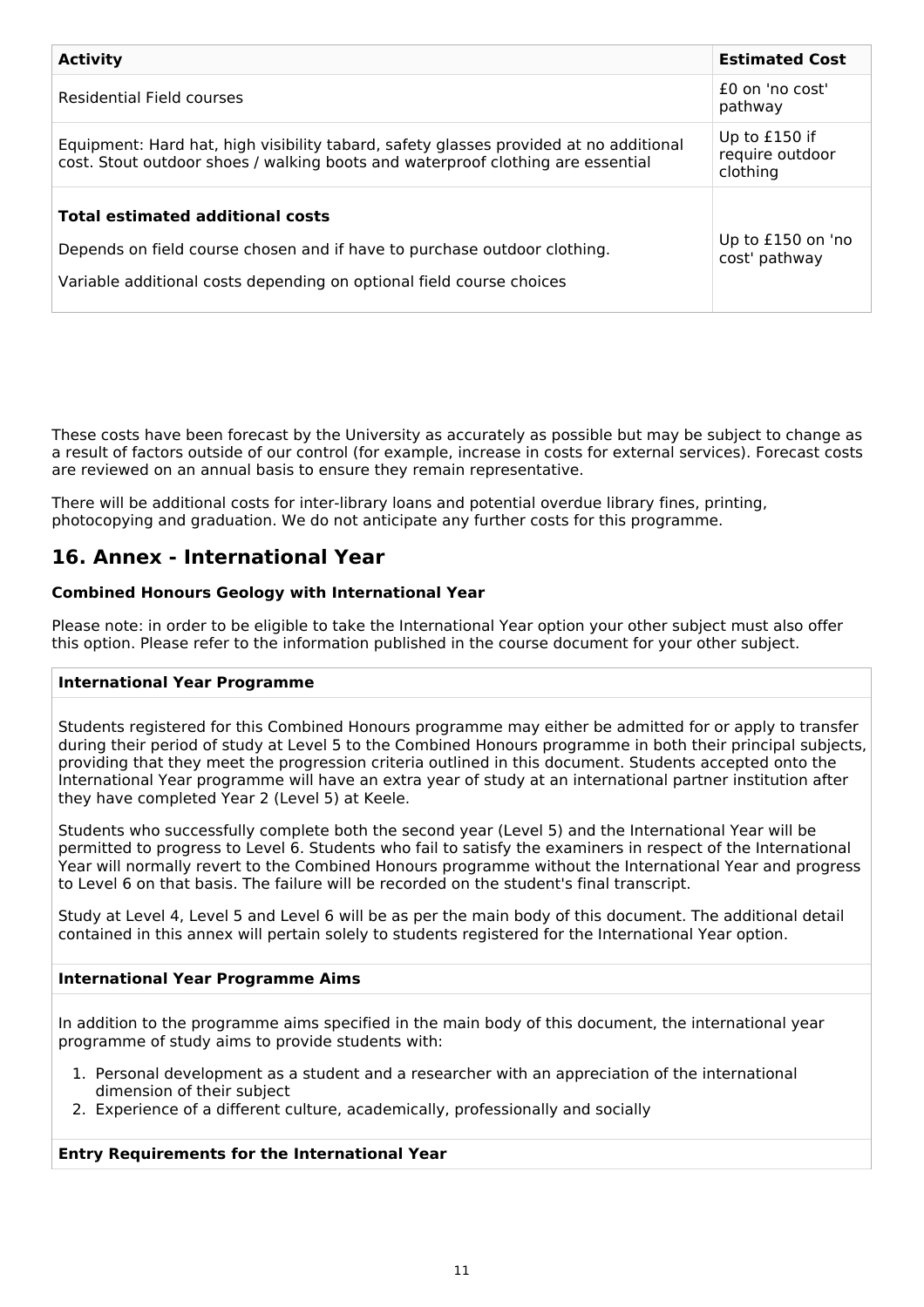| Activity | Estimated Cost |
|---|---|
| Residential Field courses | £0 on 'no cost' pathway |
| Equipment: Hard hat, high visibility tabard, safety glasses provided at no additional cost. Stout outdoor shoes / walking boots and waterproof clothing are essential | Up to £150 if require outdoor clothing |
| **Total estimated additional costs**<br><br>Depends on field course chosen and if have to purchase outdoor clothing.<br><br>Variable additional costs depending on optional field course choices | Up to £150 on 'no cost' pathway |

These costs have been forecast by the University as accurately as possible but may be subject to change as a result of factors outside of our control (for example, increase in costs for external services). Forecast costs are reviewed on an annual basis to ensure they remain representative.

There will be additional costs for inter-library loans and potential overdue library fines, printing, photocopying and graduation. We do not anticipate any further costs for this programme.

## 16. Annex - International Year

**Combined Honours Geology with International Year**

Please note: in order to be eligible to take the International Year option your other subject must also offer this option. Please refer to the information published in the course document for your other subject.

**International Year Programme**

Students registered for this Combined Honours programme may either be admitted for or apply to transfer during their period of study at Level 5 to the Combined Honours programme in both their principal subjects, providing that they meet the progression criteria outlined in this document. Students accepted onto the International Year programme will have an extra year of study at an international partner institution after they have completed Year 2 (Level 5) at Keele.

Students who successfully complete both the second year (Level 5) and the International Year will be permitted to progress to Level 6. Students who fail to satisfy the examiners in respect of the International Year will normally revert to the Combined Honours programme without the International Year and progress to Level 6 on that basis. The failure will be recorded on the student's final transcript.

Study at Level 4, Level 5 and Level 6 will be as per the main body of this document. The additional detail contained in this annex will pertain solely to students registered for the International Year option.

**International Year Programme Aims**

In addition to the programme aims specified in the main body of this document, the international year programme of study aims to provide students with:

1. Personal development as a student and a researcher with an appreciation of the international dimension of their subject
2. Experience of a different culture, academically, professionally and socially

**Entry Requirements for the International Year**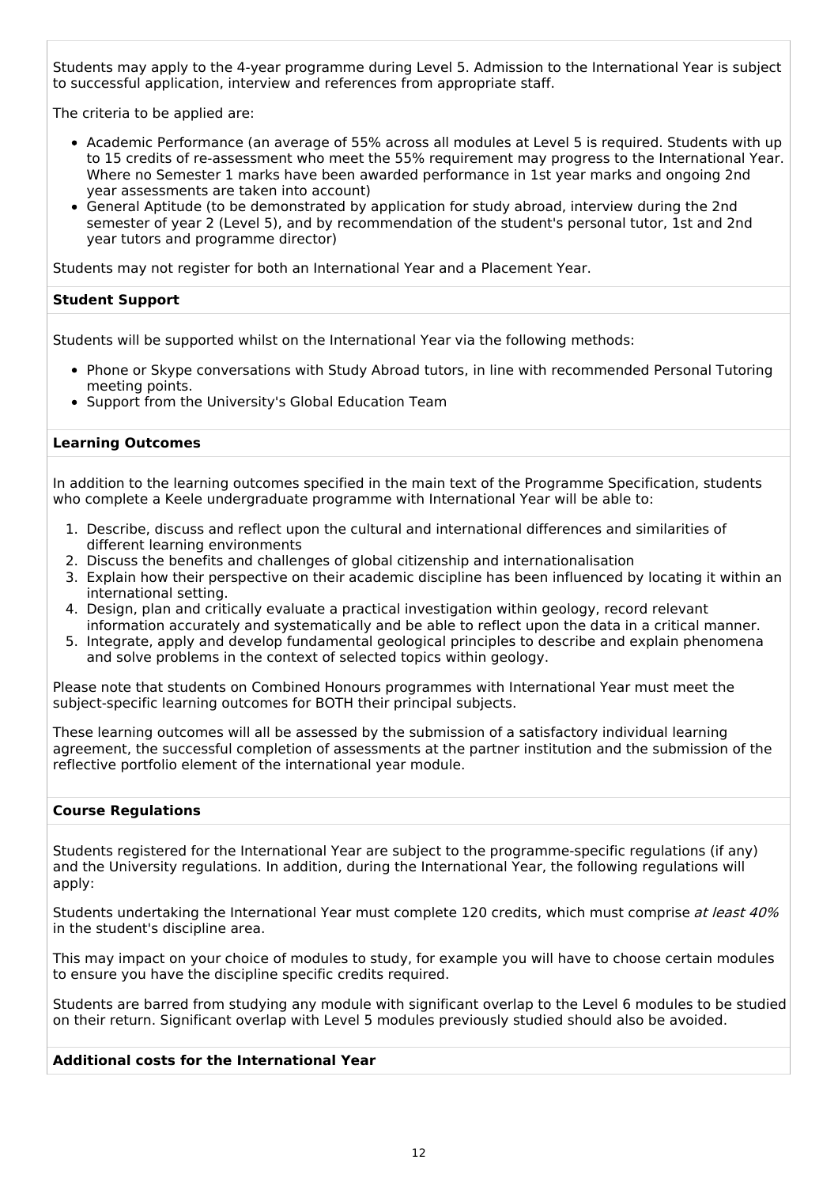Students may apply to the 4-year programme during Level 5. Admission to the International Year is subject to successful application, interview and references from appropriate staff.

The criteria to be applied are:

- Academic Performance (an average of 55% across all modules at Level 5 is required. Students with up to 15 credits of re-assessment who meet the 55% requirement may progress to the International Year. Where no Semester 1 marks have been awarded performance in 1st year marks and ongoing 2nd year assessments are taken into account)
- General Aptitude (to be demonstrated by application for study abroad, interview during the 2nd semester of year 2 (Level 5), and by recommendation of the student's personal tutor, 1st and 2nd year tutors and programme director)

Students may not register for both an International Year and a Placement Year.

**Student Support**

Students will be supported whilst on the International Year via the following methods:

- Phone or Skype conversations with Study Abroad tutors, in line with recommended Personal Tutoring meeting points.
- Support from the University's Global Education Team

**Learning Outcomes**

In addition to the learning outcomes specified in the main text of the Programme Specification, students who complete a Keele undergraduate programme with International Year will be able to:

1. Describe, discuss and reflect upon the cultural and international differences and similarities of different learning environments
2. Discuss the benefits and challenges of global citizenship and internationalisation
3. Explain how their perspective on their academic discipline has been influenced by locating it within an international setting.
4. Design, plan and critically evaluate a practical investigation within geology, record relevant information accurately and systematically and be able to reflect upon the data in a critical manner.
5. Integrate, apply and develop fundamental geological principles to describe and explain phenomena and solve problems in the context of selected topics within geology.

Please note that students on Combined Honours programmes with International Year must meet the subject-specific learning outcomes for BOTH their principal subjects.

These learning outcomes will all be assessed by the submission of a satisfactory individual learning agreement, the successful completion of assessments at the partner institution and the submission of the reflective portfolio element of the international year module.

**Course Regulations**

Students registered for the International Year are subject to the programme-specific regulations (if any) and the University regulations. In addition, during the International Year, the following regulations will apply:

Students undertaking the International Year must complete 120 credits, which must comprise *at least 40%* in the student's discipline area.

This may impact on your choice of modules to study, for example you will have to choose certain modules to ensure you have the discipline specific credits required.

Students are barred from studying any module with significant overlap to the Level 6 modules to be studied on their return. Significant overlap with Level 5 modules previously studied should also be avoided.

**Additional costs for the International Year**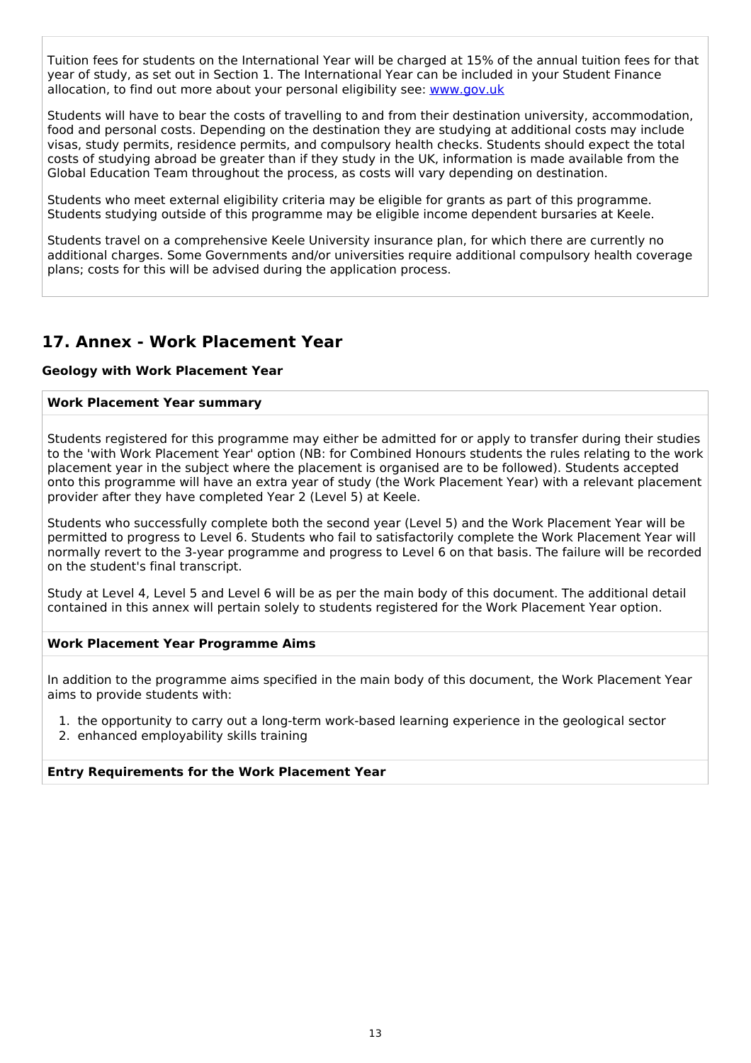Tuition fees for students on the International Year will be charged at 15% of the annual tuition fees for that year of study, as set out in Section 1. The International Year can be included in your Student Finance allocation, to find out more about your personal eligibility see: [www.gov.uk](www.gov.uk)

Students will have to bear the costs of travelling to and from their destination university, accommodation, food and personal costs. Depending on the destination they are studying at additional costs may include visas, study permits, residence permits, and compulsory health checks. Students should expect the total costs of studying abroad be greater than if they study in the UK, information is made available from the Global Education Team throughout the process, as costs will vary depending on destination.

Students who meet external eligibility criteria may be eligible for grants as part of this programme. Students studying outside of this programme may be eligible income dependent bursaries at Keele.

Students travel on a comprehensive Keele University insurance plan, for which there are currently no additional charges. Some Governments and/or universities require additional compulsory health coverage plans; costs for this will be advised during the application process.

## 17. Annex - Work Placement Year

**Geology with Work Placement Year**

**Work Placement Year summary**

Students registered for this programme may either be admitted for or apply to transfer during their studies to the 'with Work Placement Year' option (NB: for Combined Honours students the rules relating to the work placement year in the subject where the placement is organised are to be followed). Students accepted onto this programme will have an extra year of study (the Work Placement Year) with a relevant placement provider after they have completed Year 2 (Level 5) at Keele.

Students who successfully complete both the second year (Level 5) and the Work Placement Year will be permitted to progress to Level 6. Students who fail to satisfactorily complete the Work Placement Year will normally revert to the 3-year programme and progress to Level 6 on that basis. The failure will be recorded on the student's final transcript.

Study at Level 4, Level 5 and Level 6 will be as per the main body of this document. The additional detail contained in this annex will pertain solely to students registered for the Work Placement Year option.

**Work Placement Year Programme Aims**

In addition to the programme aims specified in the main body of this document, the Work Placement Year aims to provide students with:

1. the opportunity to carry out a long-term work-based learning experience in the geological sector
2. enhanced employability skills training

**Entry Requirements for the Work Placement Year**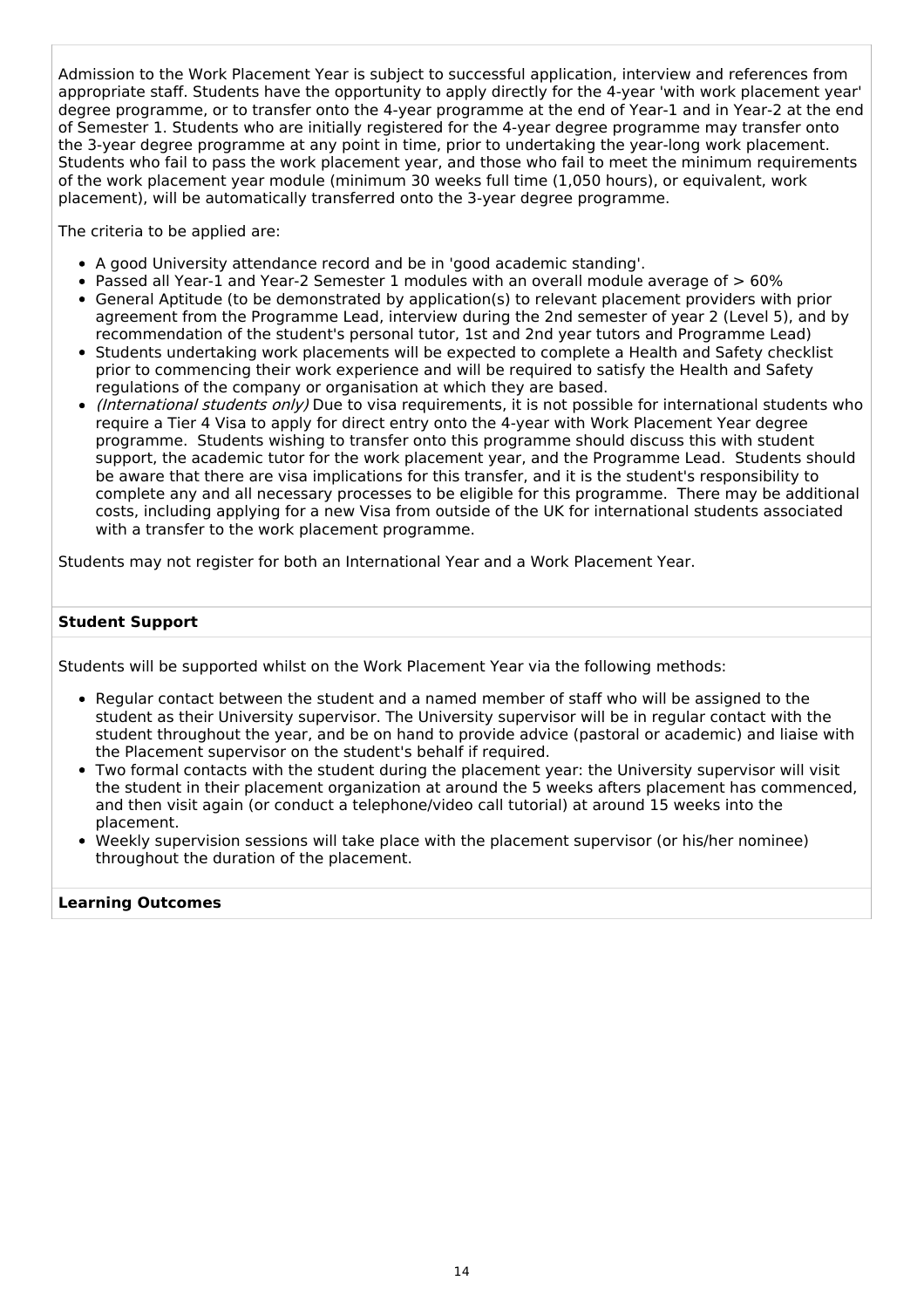Admission to the Work Placement Year is subject to successful application, interview and references from appropriate staff. Students have the opportunity to apply directly for the 4-year 'with work placement year' degree programme, or to transfer onto the 4-year programme at the end of Year-1 and in Year-2 at the end of Semester 1. Students who are initially registered for the 4-year degree programme may transfer onto the 3-year degree programme at any point in time, prior to undertaking the year-long work placement. Students who fail to pass the work placement year, and those who fail to meet the minimum requirements of the work placement year module (minimum 30 weeks full time (1,050 hours), or equivalent, work placement), will be automatically transferred onto the 3-year degree programme.

The criteria to be applied are:

- A good University attendance record and be in 'good academic standing'.
- Passed all Year-1 and Year-2 Semester 1 modules with an overall module average of > 60%
- General Aptitude (to be demonstrated by application(s) to relevant placement providers with prior agreement from the Programme Lead, interview during the 2nd semester of year 2 (Level 5), and by recommendation of the student's personal tutor, 1st and 2nd year tutors and Programme Lead)
- Students undertaking work placements will be expected to complete a Health and Safety checklist prior to commencing their work experience and will be required to satisfy the Health and Safety regulations of the company or organisation at which they are based.
- *(International students only)* Due to visa requirements, it is not possible for international students who require a Tier 4 Visa to apply for direct entry onto the 4-year with Work Placement Year degree programme. Students wishing to transfer onto this programme should discuss this with student support, the academic tutor for the work placement year, and the Programme Lead. Students should be aware that there are visa implications for this transfer, and it is the student's responsibility to complete any and all necessary processes to be eligible for this programme. There may be additional costs, including applying for a new Visa from outside of the UK for international students associated with a transfer to the work placement programme.

Students may not register for both an International Year and a Work Placement Year.

**Student Support**

Students will be supported whilst on the Work Placement Year via the following methods:

- Regular contact between the student and a named member of staff who will be assigned to the student as their University supervisor. The University supervisor will be in regular contact with the student throughout the year, and be on hand to provide advice (pastoral or academic) and liaise with the Placement supervisor on the student's behalf if required.
- Two formal contacts with the student during the placement year: the University supervisor will visit the student in their placement organization at around the 5 weeks afters placement has commenced, and then visit again (or conduct a telephone/video call tutorial) at around 15 weeks into the placement.
- Weekly supervision sessions will take place with the placement supervisor (or his/her nominee) throughout the duration of the placement.

**Learning Outcomes**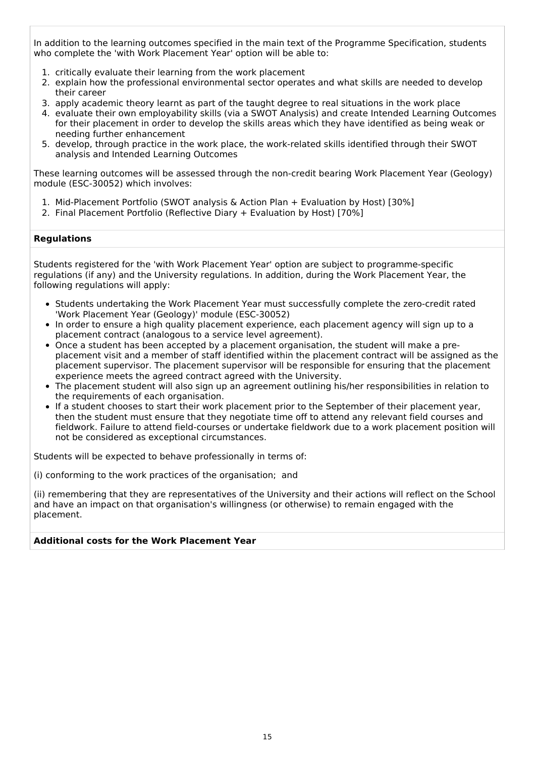In addition to the learning outcomes specified in the main text of the Programme Specification, students who complete the 'with Work Placement Year' option will be able to:

1. critically evaluate their learning from the work placement
2. explain how the professional environmental sector operates and what skills are needed to develop their career
3. apply academic theory learnt as part of the taught degree to real situations in the work place
4. evaluate their own employability skills (via a SWOT Analysis) and create Intended Learning Outcomes for their placement in order to develop the skills areas which they have identified as being weak or needing further enhancement
5. develop, through practice in the work place, the work-related skills identified through their SWOT analysis and Intended Learning Outcomes

These learning outcomes will be assessed through the non-credit bearing Work Placement Year (Geology) module (ESC-30052) which involves:

1. Mid-Placement Portfolio (SWOT analysis & Action Plan + Evaluation by Host) [30%]
2. Final Placement Portfolio (Reflective Diary + Evaluation by Host) [70%]

**Regulations**

Students registered for the 'with Work Placement Year' option are subject to programme-specific regulations (if any) and the University regulations. In addition, during the Work Placement Year, the following regulations will apply:

- Students undertaking the Work Placement Year must successfully complete the zero-credit rated 'Work Placement Year (Geology)' module (ESC-30052)
- In order to ensure a high quality placement experience, each placement agency will sign up to a placement contract (analogous to a service level agreement).
- Once a student has been accepted by a placement organisation, the student will make a pre-placement visit and a member of staff identified within the placement contract will be assigned as the placement supervisor. The placement supervisor will be responsible for ensuring that the placement experience meets the agreed contract agreed with the University.
- The placement student will also sign up an agreement outlining his/her responsibilities in relation to the requirements of each organisation.
- If a student chooses to start their work placement prior to the September of their placement year, then the student must ensure that they negotiate time off to attend any relevant field courses and fieldwork. Failure to attend field-courses or undertake fieldwork due to a work placement position will not be considered as exceptional circumstances.

Students will be expected to behave professionally in terms of:

(i) conforming to the work practices of the organisation; and

(ii) remembering that they are representatives of the University and their actions will reflect on the School and have an impact on that organisation's willingness (or otherwise) to remain engaged with the placement.

**Additional costs for the Work Placement Year**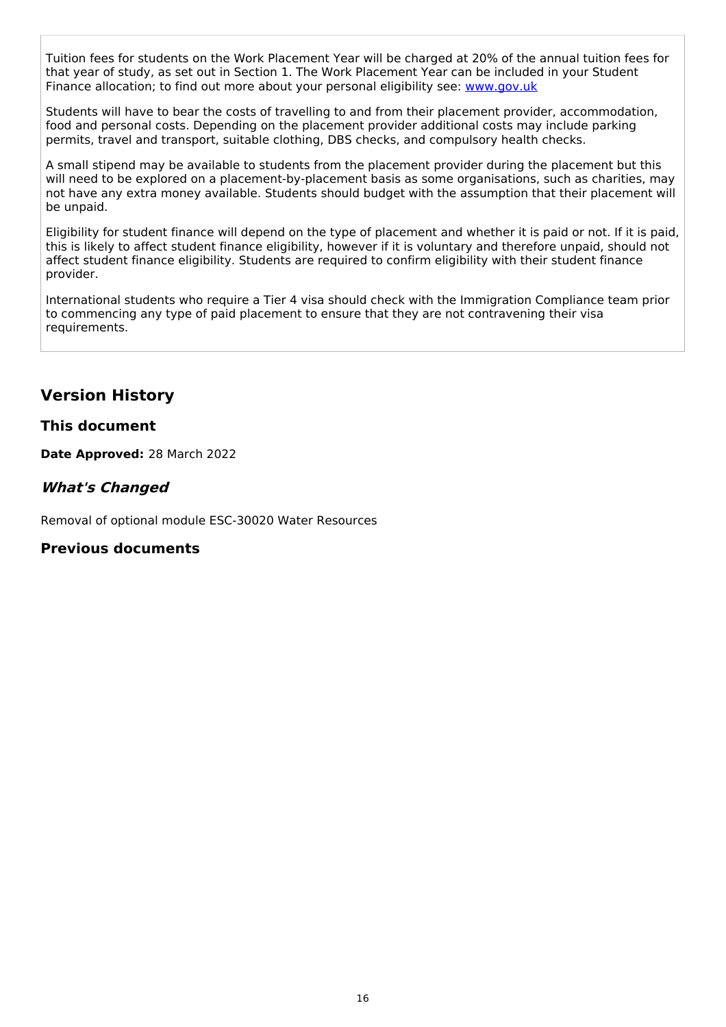Tuition fees for students on the Work Placement Year will be charged at 20% of the annual tuition fees for that year of study, as set out in Section 1. The Work Placement Year can be included in your Student Finance allocation; to find out more about your personal eligibility see: [www.gov.uk](www.gov.uk)

Students will have to bear the costs of travelling to and from their placement provider, accommodation, food and personal costs. Depending on the placement provider additional costs may include parking permits, travel and transport, suitable clothing, DBS checks, and compulsory health checks.

A small stipend may be available to students from the placement provider during the placement but this will need to be explored on a placement-by-placement basis as some organisations, such as charities, may not have any extra money available. Students should budget with the assumption that their placement will be unpaid.

Eligibility for student finance will depend on the type of placement and whether it is paid or not. If it is paid, this is likely to affect student finance eligibility, however if it is voluntary and therefore unpaid, should not affect student finance eligibility. Students are required to confirm eligibility with their student finance provider.

International students who require a Tier 4 visa should check with the Immigration Compliance team prior to commencing any type of paid placement to ensure that they are not contravening their visa requirements.

## Version History

### This document

**Date Approved:** 28 March 2022

### *What's Changed*

Removal of optional module ESC-30020 Water Resources

### Previous documents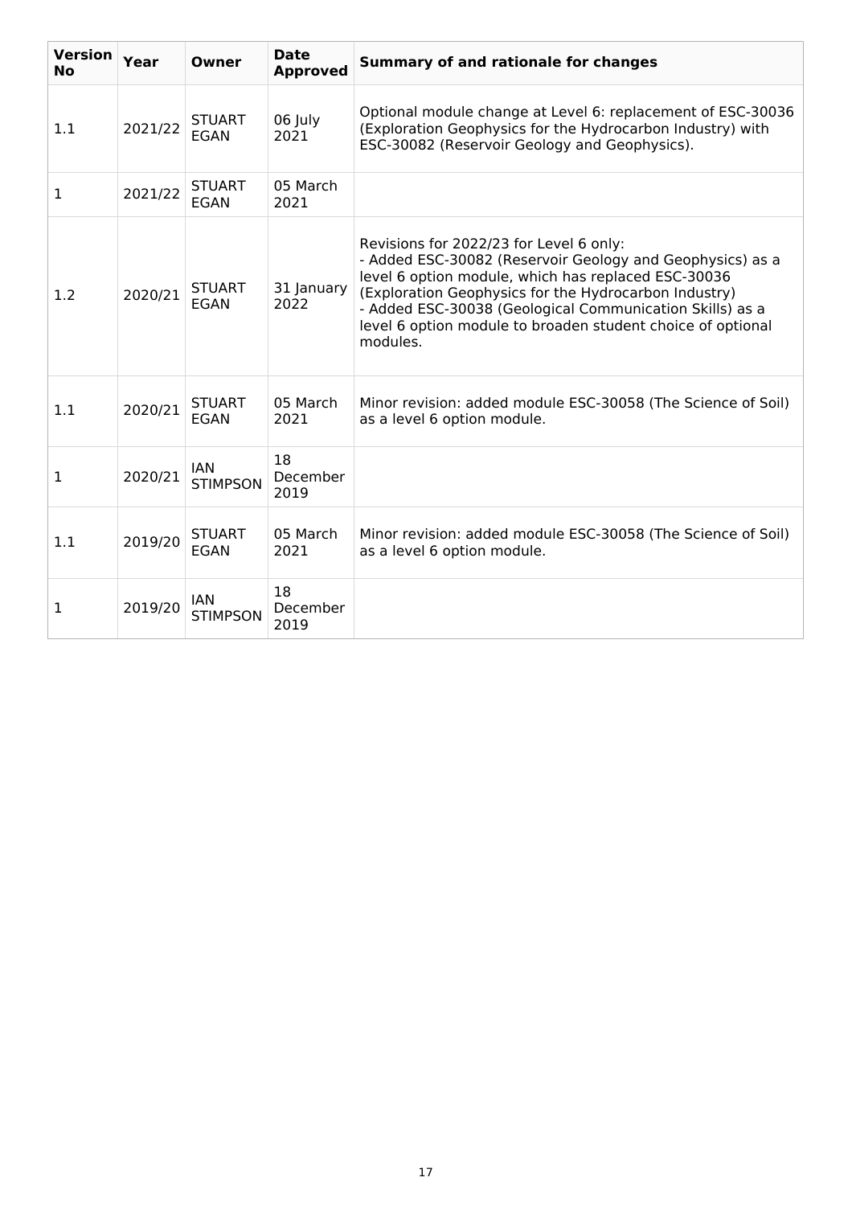| Version No | Year | Owner | Date Approved | Summary of and rationale for changes |
| --- | --- | --- | --- | --- |
| 1.1 | 2021/22 | STUART EGAN | 06 July 2021 | Optional module change at Level 6: replacement of ESC-30036 (Exploration Geophysics for the Hydrocarbon Industry) with ESC-30082 (Reservoir Geology and Geophysics). |
| 1 | 2021/22 | STUART EGAN | 05 March 2021 | |
| 1.2 | 2020/21 | STUART EGAN | 31 January 2022 | Revisions for 2022/23 for Level 6 only:<br>- Added ESC-30082 (Reservoir Geology and Geophysics) as a level 6 option module, which has replaced ESC-30036 (Exploration Geophysics for the Hydrocarbon Industry)<br>- Added ESC-30038 (Geological Communication Skills) as a level 6 option module to broaden student choice of optional modules. |
| 1.1 | 2020/21 | STUART EGAN | 05 March 2021 | Minor revision: added module ESC-30058 (The Science of Soil) as a level 6 option module. |
| 1 | 2020/21 | IAN STIMPSON | 18 December 2019 | |
| 1.1 | 2019/20 | STUART EGAN | 05 March 2021 | Minor revision: added module ESC-30058 (The Science of Soil) as a level 6 option module. |
| 1 | 2019/20 | IAN STIMPSON | 18 December 2019 | |